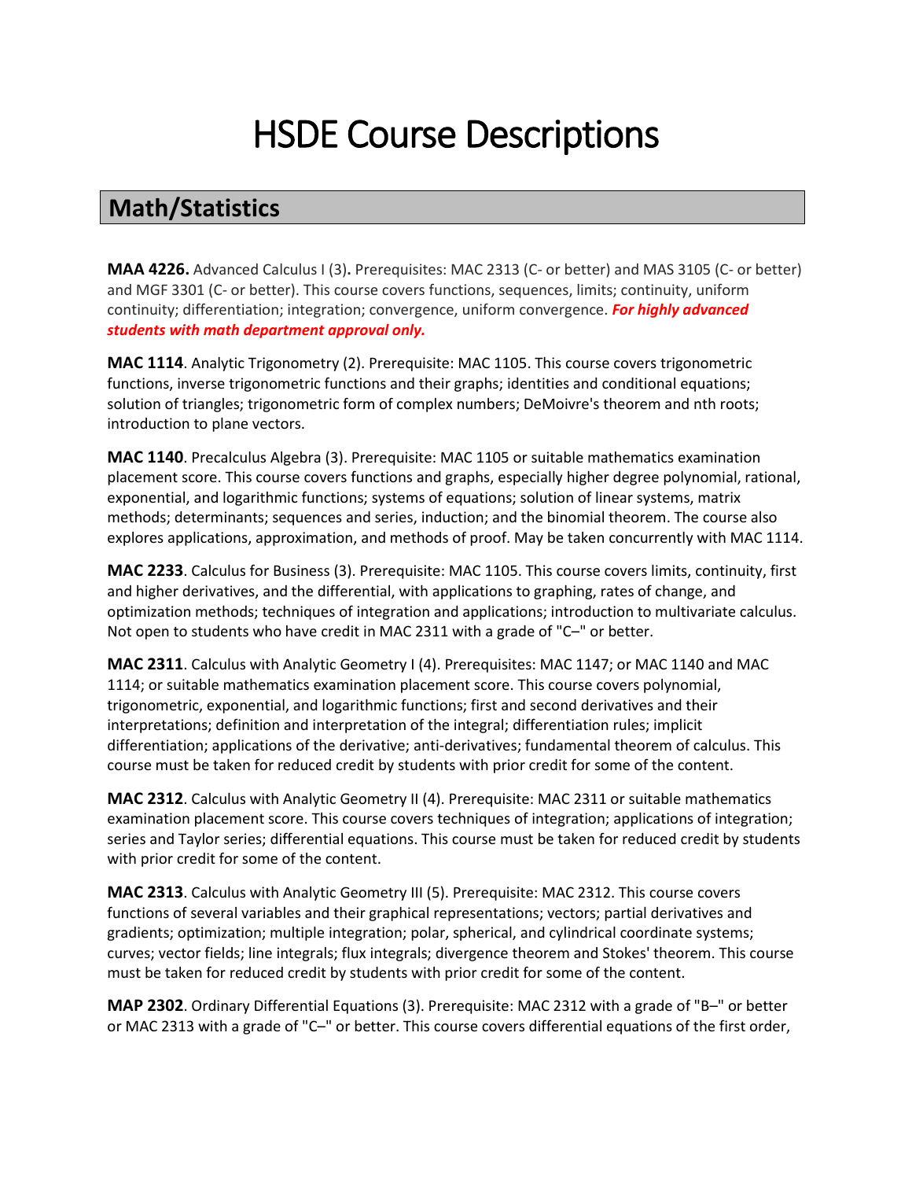# HSDE Course Descriptions

## Math/Statistics

**MAA 4226.** Advanced Calculus I (3)**.** Prerequisites: MAC 2313 (C- or better) and MAS 3105 (C- or better) and MGF 3301 (C- or better). This course covers functions, sequences, limits; continuity, uniform continuity; differentiation; integration; convergence, uniform convergence. ***For highly advanced students with math department approval only.***

**MAC 1114**. Analytic Trigonometry (2). Prerequisite: MAC 1105. This course covers trigonometric functions, inverse trigonometric functions and their graphs; identities and conditional equations; solution of triangles; trigonometric form of complex numbers; DeMoivre's theorem and nth roots; introduction to plane vectors.

**MAC 1140**. Precalculus Algebra (3). Prerequisite: MAC 1105 or suitable mathematics examination placement score. This course covers functions and graphs, especially higher degree polynomial, rational, exponential, and logarithmic functions; systems of equations; solution of linear systems, matrix methods; determinants; sequences and series, induction; and the binomial theorem. The course also explores applications, approximation, and methods of proof. May be taken concurrently with MAC 1114.

**MAC 2233**. Calculus for Business (3). Prerequisite: MAC 1105. This course covers limits, continuity, first and higher derivatives, and the differential, with applications to graphing, rates of change, and optimization methods; techniques of integration and applications; introduction to multivariate calculus. Not open to students who have credit in MAC 2311 with a grade of "C–" or better.

**MAC 2311**. Calculus with Analytic Geometry I (4). Prerequisites: MAC 1147; or MAC 1140 and MAC 1114; or suitable mathematics examination placement score. This course covers polynomial, trigonometric, exponential, and logarithmic functions; first and second derivatives and their interpretations; definition and interpretation of the integral; differentiation rules; implicit differentiation; applications of the derivative; anti-derivatives; fundamental theorem of calculus. This course must be taken for reduced credit by students with prior credit for some of the content.

**MAC 2312**. Calculus with Analytic Geometry II (4). Prerequisite: MAC 2311 or suitable mathematics examination placement score. This course covers techniques of integration; applications of integration; series and Taylor series; differential equations. This course must be taken for reduced credit by students with prior credit for some of the content.

**MAC 2313**. Calculus with Analytic Geometry III (5). Prerequisite: MAC 2312. This course covers functions of several variables and their graphical representations; vectors; partial derivatives and gradients; optimization; multiple integration; polar, spherical, and cylindrical coordinate systems; curves; vector fields; line integrals; flux integrals; divergence theorem and Stokes' theorem. This course must be taken for reduced credit by students with prior credit for some of the content.

**MAP 2302**. Ordinary Differential Equations (3). Prerequisite: MAC 2312 with a grade of "B–" or better or MAC 2313 with a grade of "C–" or better. This course covers differential equations of the first order,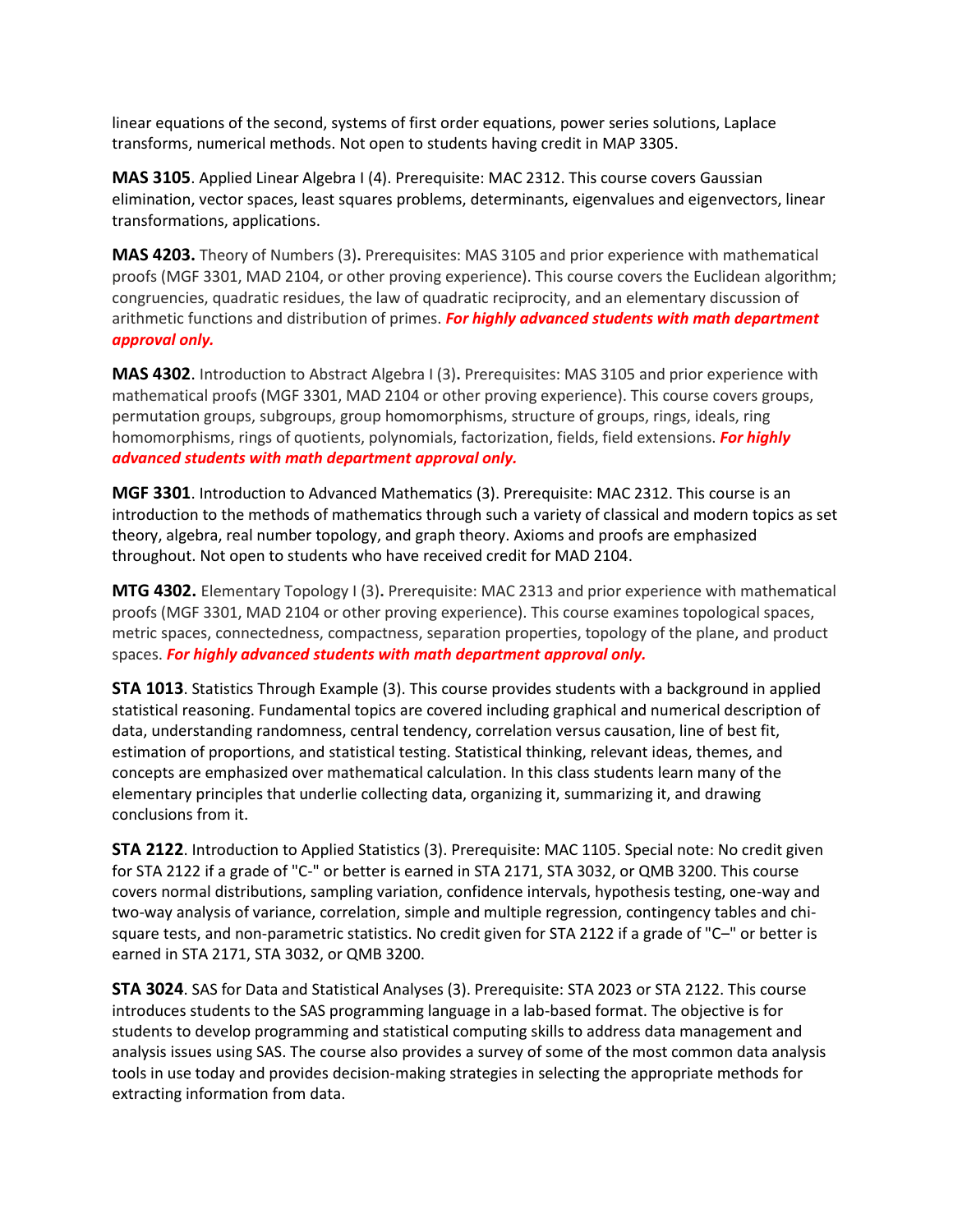linear equations of the second, systems of first order equations, power series solutions, Laplace transforms, numerical methods. Not open to students having credit in MAP 3305.

**MAS 3105**. Applied Linear Algebra I (4). Prerequisite: MAC 2312. This course covers Gaussian elimination, vector spaces, least squares problems, determinants, eigenvalues and eigenvectors, linear transformations, applications.

**MAS 4203.** Theory of Numbers (3)**.** Prerequisites: MAS 3105 and prior experience with mathematical proofs (MGF 3301, MAD 2104, or other proving experience). This course covers the Euclidean algorithm; congruencies, quadratic residues, the law of quadratic reciprocity, and an elementary discussion of arithmetic functions and distribution of primes. ***For highly advanced students with math department approval only.***

**MAS 4302**. Introduction to Abstract Algebra I (3)**.** Prerequisites: MAS 3105 and prior experience with mathematical proofs (MGF 3301, MAD 2104 or other proving experience). This course covers groups, permutation groups, subgroups, group homomorphisms, structure of groups, rings, ideals, ring homomorphisms, rings of quotients, polynomials, factorization, fields, field extensions. ***For highly advanced students with math department approval only.***

**MGF 3301**. Introduction to Advanced Mathematics (3). Prerequisite: MAC 2312. This course is an introduction to the methods of mathematics through such a variety of classical and modern topics as set theory, algebra, real number topology, and graph theory. Axioms and proofs are emphasized throughout. Not open to students who have received credit for MAD 2104.

**MTG 4302.** Elementary Topology I (3)**.** Prerequisite: MAC 2313 and prior experience with mathematical proofs (MGF 3301, MAD 2104 or other proving experience). This course examines topological spaces, metric spaces, connectedness, compactness, separation properties, topology of the plane, and product spaces. ***For highly advanced students with math department approval only.***

**STA 1013**. Statistics Through Example (3). This course provides students with a background in applied statistical reasoning. Fundamental topics are covered including graphical and numerical description of data, understanding randomness, central tendency, correlation versus causation, line of best fit, estimation of proportions, and statistical testing. Statistical thinking, relevant ideas, themes, and concepts are emphasized over mathematical calculation. In this class students learn many of the elementary principles that underlie collecting data, organizing it, summarizing it, and drawing conclusions from it.

**STA 2122**. Introduction to Applied Statistics (3). Prerequisite: MAC 1105. Special note: No credit given for STA 2122 if a grade of "C-" or better is earned in STA 2171, STA 3032, or QMB 3200. This course covers normal distributions, sampling variation, confidence intervals, hypothesis testing, one-way and two-way analysis of variance, correlation, simple and multiple regression, contingency tables and chi-square tests, and non-parametric statistics. No credit given for STA 2122 if a grade of "C–" or better is earned in STA 2171, STA 3032, or QMB 3200.

**STA 3024**. SAS for Data and Statistical Analyses (3). Prerequisite: STA 2023 or STA 2122. This course introduces students to the SAS programming language in a lab-based format. The objective is for students to develop programming and statistical computing skills to address data management and analysis issues using SAS. The course also provides a survey of some of the most common data analysis tools in use today and provides decision-making strategies in selecting the appropriate methods for extracting information from data.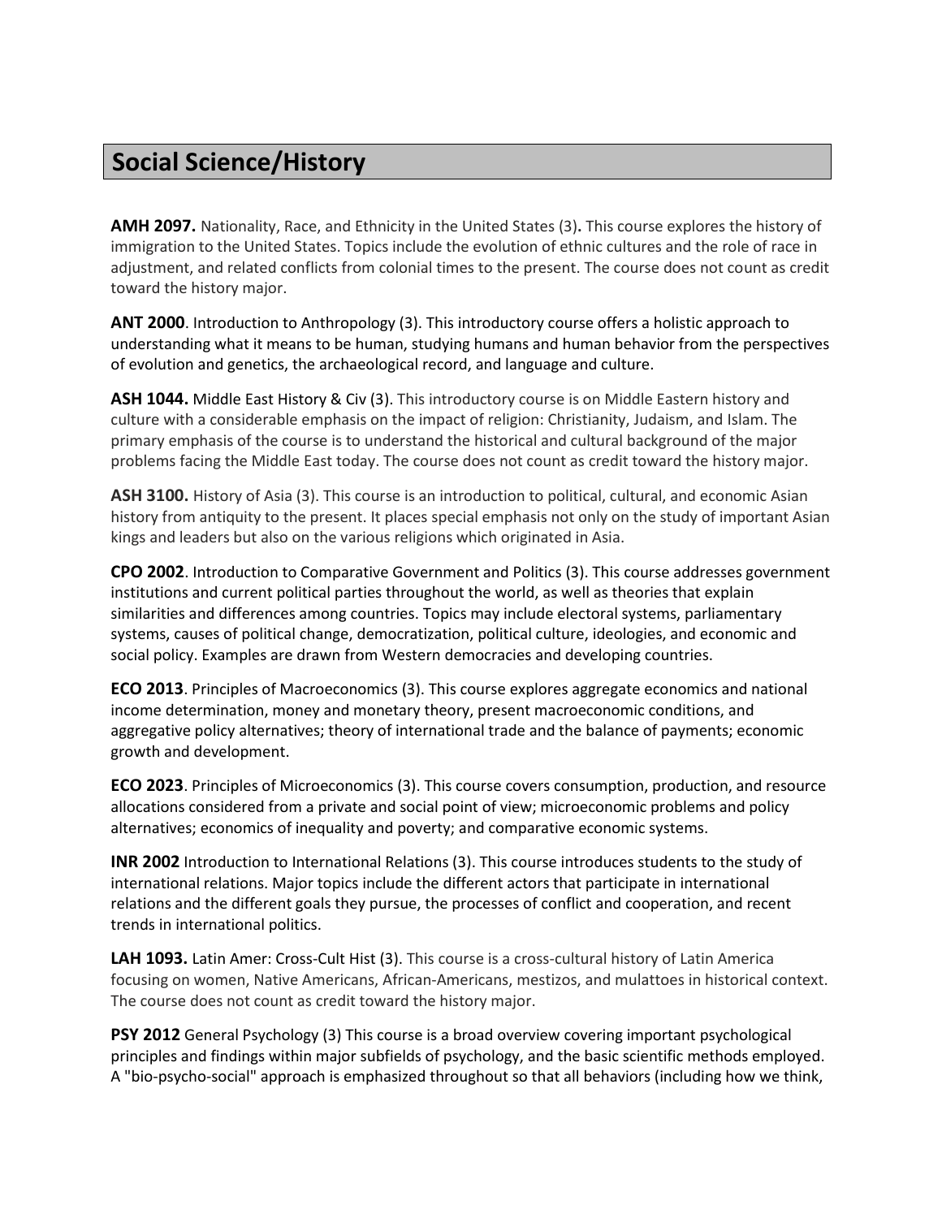## Social Science/History

**AMH 2097.** Nationality, Race, and Ethnicity in the United States (3)**.** This course explores the history of immigration to the United States. Topics include the evolution of ethnic cultures and the role of race in adjustment, and related conflicts from colonial times to the present. The course does not count as credit toward the history major.

**ANT 2000**. Introduction to Anthropology (3). This introductory course offers a holistic approach to understanding what it means to be human, studying humans and human behavior from the perspectives of evolution and genetics, the archaeological record, and language and culture.

**ASH 1044.** Middle East History & Civ (3). This introductory course is on Middle Eastern history and culture with a considerable emphasis on the impact of religion: Christianity, Judaism, and Islam. The primary emphasis of the course is to understand the historical and cultural background of the major problems facing the Middle East today. The course does not count as credit toward the history major.

**ASH 3100.** History of Asia (3). This course is an introduction to political, cultural, and economic Asian history from antiquity to the present. It places special emphasis not only on the study of important Asian kings and leaders but also on the various religions which originated in Asia.

**CPO 2002**. Introduction to Comparative Government and Politics (3). This course addresses government institutions and current political parties throughout the world, as well as theories that explain similarities and differences among countries. Topics may include electoral systems, parliamentary systems, causes of political change, democratization, political culture, ideologies, and economic and social policy. Examples are drawn from Western democracies and developing countries.

**ECO 2013**. Principles of Macroeconomics (3). This course explores aggregate economics and national income determination, money and monetary theory, present macroeconomic conditions, and aggregative policy alternatives; theory of international trade and the balance of payments; economic growth and development.

**ECO 2023**. Principles of Microeconomics (3). This course covers consumption, production, and resource allocations considered from a private and social point of view; microeconomic problems and policy alternatives; economics of inequality and poverty; and comparative economic systems.

**INR 2002** Introduction to International Relations (3). This course introduces students to the study of international relations. Major topics include the different actors that participate in international relations and the different goals they pursue, the processes of conflict and cooperation, and recent trends in international politics.

**LAH 1093.** Latin Amer: Cross-Cult Hist (3). This course is a cross-cultural history of Latin America focusing on women, Native Americans, African-Americans, mestizos, and mulattoes in historical context. The course does not count as credit toward the history major.

**PSY 2012** General Psychology (3) This course is a broad overview covering important psychological principles and findings within major subfields of psychology, and the basic scientific methods employed. A "bio-psycho-social" approach is emphasized throughout so that all behaviors (including how we think,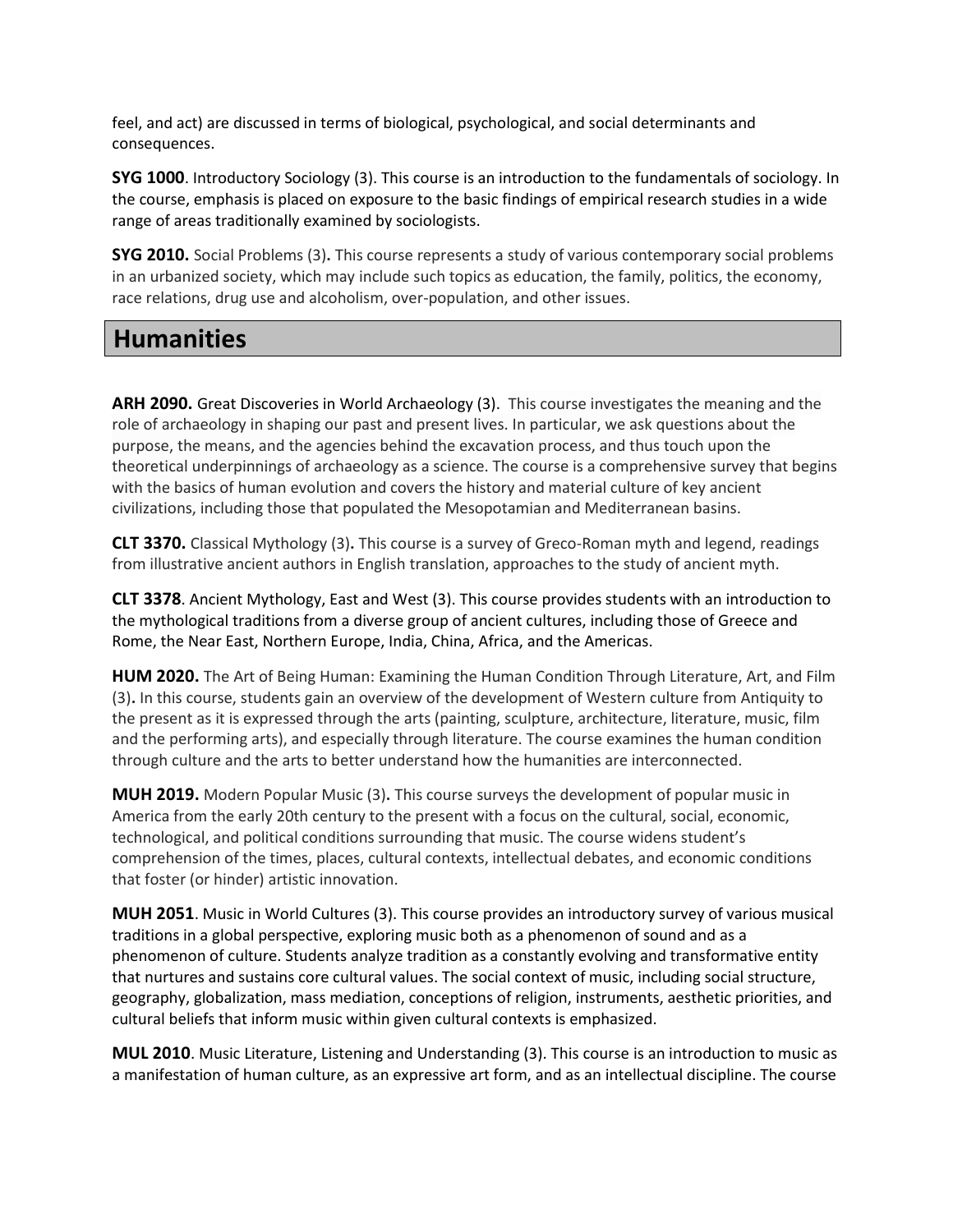feel, and act) are discussed in terms of biological, psychological, and social determinants and consequences.

**SYG 1000**. Introductory Sociology (3). This course is an introduction to the fundamentals of sociology. In the course, emphasis is placed on exposure to the basic findings of empirical research studies in a wide range of areas traditionally examined by sociologists.

**SYG 2010.** Social Problems (3)**.** This course represents a study of various contemporary social problems in an urbanized society, which may include such topics as education, the family, politics, the economy, race relations, drug use and alcoholism, over-population, and other issues.

## Humanities

**ARH 2090.** Great Discoveries in World Archaeology (3). This course investigates the meaning and the role of archaeology in shaping our past and present lives. In particular, we ask questions about the purpose, the means, and the agencies behind the excavation process, and thus touch upon the theoretical underpinnings of archaeology as a science. The course is a comprehensive survey that begins with the basics of human evolution and covers the history and material culture of key ancient civilizations, including those that populated the Mesopotamian and Mediterranean basins.

**CLT 3370.** Classical Mythology (3)**.** This course is a survey of Greco-Roman myth and legend, readings from illustrative ancient authors in English translation, approaches to the study of ancient myth.

**CLT 3378**. Ancient Mythology, East and West (3). This course provides students with an introduction to the mythological traditions from a diverse group of ancient cultures, including those of Greece and Rome, the Near East, Northern Europe, India, China, Africa, and the Americas.

**HUM 2020.** The Art of Being Human: Examining the Human Condition Through Literature, Art, and Film (3)**.** In this course, students gain an overview of the development of Western culture from Antiquity to the present as it is expressed through the arts (painting, sculpture, architecture, literature, music, film and the performing arts), and especially through literature. The course examines the human condition through culture and the arts to better understand how the humanities are interconnected.

**MUH 2019.** Modern Popular Music (3)**.** This course surveys the development of popular music in America from the early 20th century to the present with a focus on the cultural, social, economic, technological, and political conditions surrounding that music. The course widens student's comprehension of the times, places, cultural contexts, intellectual debates, and economic conditions that foster (or hinder) artistic innovation.

**MUH 2051**. Music in World Cultures (3). This course provides an introductory survey of various musical traditions in a global perspective, exploring music both as a phenomenon of sound and as a phenomenon of culture. Students analyze tradition as a constantly evolving and transformative entity that nurtures and sustains core cultural values. The social context of music, including social structure, geography, globalization, mass mediation, conceptions of religion, instruments, aesthetic priorities, and cultural beliefs that inform music within given cultural contexts is emphasized.

**MUL 2010**. Music Literature, Listening and Understanding (3). This course is an introduction to music as a manifestation of human culture, as an expressive art form, and as an intellectual discipline. The course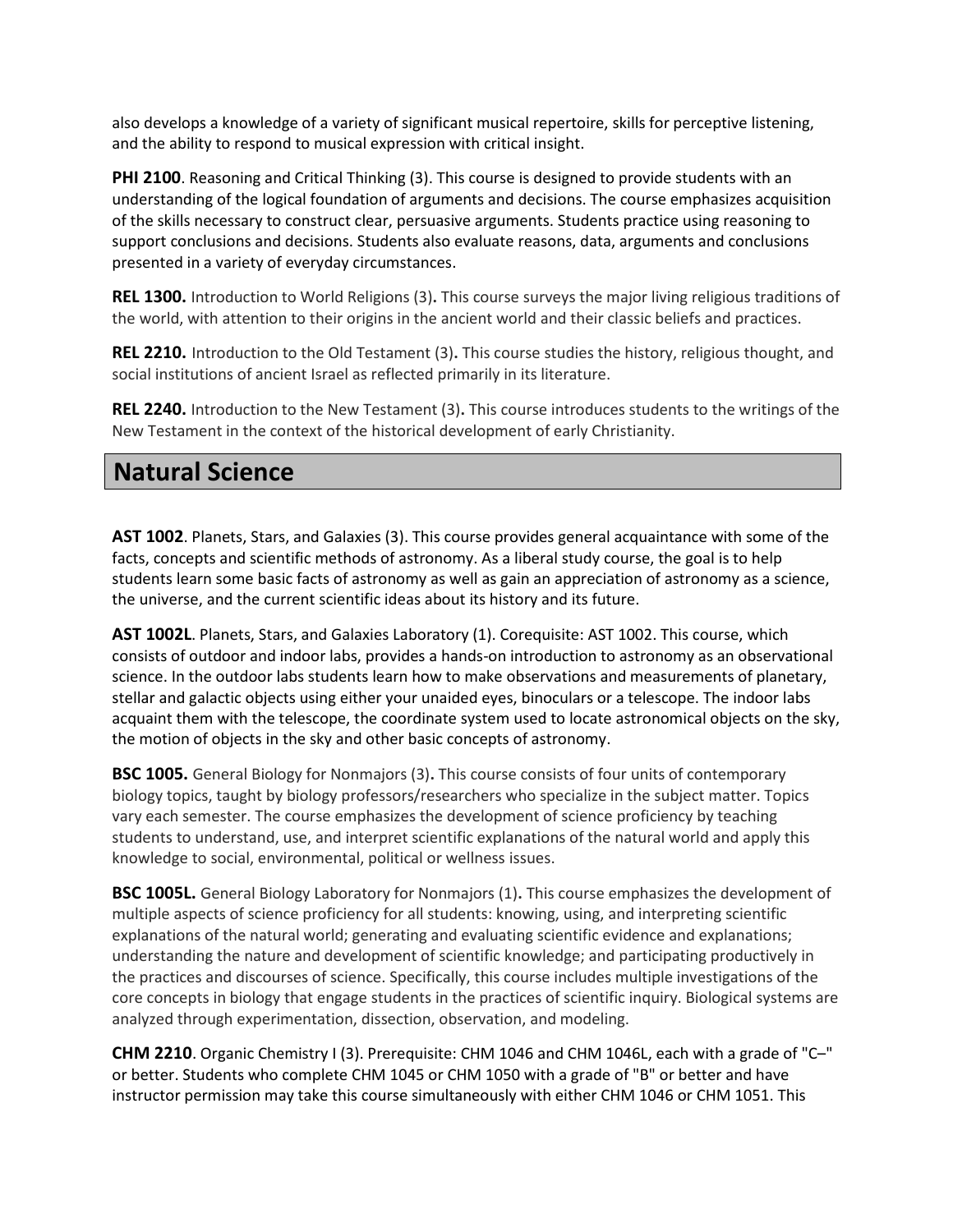also develops a knowledge of a variety of significant musical repertoire, skills for perceptive listening, and the ability to respond to musical expression with critical insight.

**PHI 2100**. Reasoning and Critical Thinking (3). This course is designed to provide students with an understanding of the logical foundation of arguments and decisions. The course emphasizes acquisition of the skills necessary to construct clear, persuasive arguments. Students practice using reasoning to support conclusions and decisions. Students also evaluate reasons, data, arguments and conclusions presented in a variety of everyday circumstances.

**REL 1300.** Introduction to World Religions (3)**.** This course surveys the major living religious traditions of the world, with attention to their origins in the ancient world and their classic beliefs and practices.

**REL 2210.** Introduction to the Old Testament (3)**.** This course studies the history, religious thought, and social institutions of ancient Israel as reflected primarily in its literature.

**REL 2240.** Introduction to the New Testament (3)**.** This course introduces students to the writings of the New Testament in the context of the historical development of early Christianity.

## Natural Science

**AST 1002**. Planets, Stars, and Galaxies (3). This course provides general acquaintance with some of the facts, concepts and scientific methods of astronomy. As a liberal study course, the goal is to help students learn some basic facts of astronomy as well as gain an appreciation of astronomy as a science, the universe, and the current scientific ideas about its history and its future.

**AST 1002L**. Planets, Stars, and Galaxies Laboratory (1). Corequisite: AST 1002. This course, which consists of outdoor and indoor labs, provides a hands-on introduction to astronomy as an observational science. In the outdoor labs students learn how to make observations and measurements of planetary, stellar and galactic objects using either your unaided eyes, binoculars or a telescope. The indoor labs acquaint them with the telescope, the coordinate system used to locate astronomical objects on the sky, the motion of objects in the sky and other basic concepts of astronomy.

**BSC 1005.** General Biology for Nonmajors (3)**.** This course consists of four units of contemporary biology topics, taught by biology professors/researchers who specialize in the subject matter. Topics vary each semester. The course emphasizes the development of science proficiency by teaching students to understand, use, and interpret scientific explanations of the natural world and apply this knowledge to social, environmental, political or wellness issues.

**BSC 1005L.** General Biology Laboratory for Nonmajors (1)**.** This course emphasizes the development of multiple aspects of science proficiency for all students: knowing, using, and interpreting scientific explanations of the natural world; generating and evaluating scientific evidence and explanations; understanding the nature and development of scientific knowledge; and participating productively in the practices and discourses of science. Specifically, this course includes multiple investigations of the core concepts in biology that engage students in the practices of scientific inquiry. Biological systems are analyzed through experimentation, dissection, observation, and modeling.

**CHM 2210**. Organic Chemistry I (3). Prerequisite: CHM 1046 and CHM 1046L, each with a grade of "C–" or better. Students who complete CHM 1045 or CHM 1050 with a grade of "B" or better and have instructor permission may take this course simultaneously with either CHM 1046 or CHM 1051. This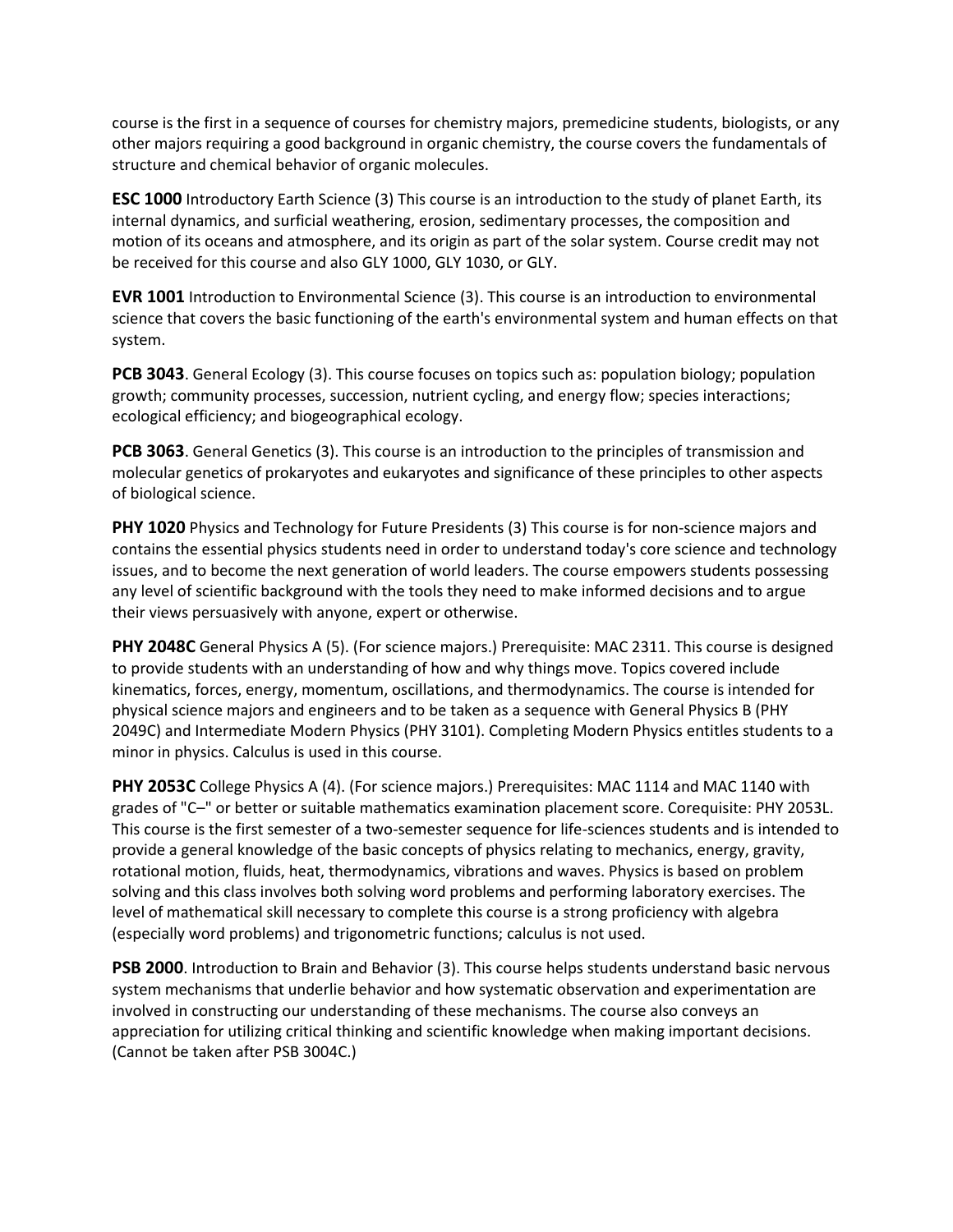course is the first in a sequence of courses for chemistry majors, premedicine students, biologists, or any other majors requiring a good background in organic chemistry, the course covers the fundamentals of structure and chemical behavior of organic molecules.

**ESC 1000** Introductory Earth Science (3) This course is an introduction to the study of planet Earth, its internal dynamics, and surficial weathering, erosion, sedimentary processes, the composition and motion of its oceans and atmosphere, and its origin as part of the solar system. Course credit may not be received for this course and also GLY 1000, GLY 1030, or GLY.

**EVR 1001** Introduction to Environmental Science (3). This course is an introduction to environmental science that covers the basic functioning of the earth's environmental system and human effects on that system.

**PCB 3043**. General Ecology (3). This course focuses on topics such as: population biology; population growth; community processes, succession, nutrient cycling, and energy flow; species interactions; ecological efficiency; and biogeographical ecology.

**PCB 3063**. General Genetics (3). This course is an introduction to the principles of transmission and molecular genetics of prokaryotes and eukaryotes and significance of these principles to other aspects of biological science.

**PHY 1020** Physics and Technology for Future Presidents (3) This course is for non-science majors and contains the essential physics students need in order to understand today's core science and technology issues, and to become the next generation of world leaders. The course empowers students possessing any level of scientific background with the tools they need to make informed decisions and to argue their views persuasively with anyone, expert or otherwise.

**PHY 2048C** General Physics A (5). (For science majors.) Prerequisite: MAC 2311. This course is designed to provide students with an understanding of how and why things move. Topics covered include kinematics, forces, energy, momentum, oscillations, and thermodynamics. The course is intended for physical science majors and engineers and to be taken as a sequence with General Physics B (PHY 2049C) and Intermediate Modern Physics (PHY 3101). Completing Modern Physics entitles students to a minor in physics. Calculus is used in this course.

**PHY 2053C** College Physics A (4). (For science majors.) Prerequisites: MAC 1114 and MAC 1140 with grades of "C–" or better or suitable mathematics examination placement score. Corequisite: PHY 2053L. This course is the first semester of a two-semester sequence for life-sciences students and is intended to provide a general knowledge of the basic concepts of physics relating to mechanics, energy, gravity, rotational motion, fluids, heat, thermodynamics, vibrations and waves. Physics is based on problem solving and this class involves both solving word problems and performing laboratory exercises. The level of mathematical skill necessary to complete this course is a strong proficiency with algebra (especially word problems) and trigonometric functions; calculus is not used.

**PSB 2000**. Introduction to Brain and Behavior (3). This course helps students understand basic nervous system mechanisms that underlie behavior and how systematic observation and experimentation are involved in constructing our understanding of these mechanisms. The course also conveys an appreciation for utilizing critical thinking and scientific knowledge when making important decisions. (Cannot be taken after PSB 3004C.)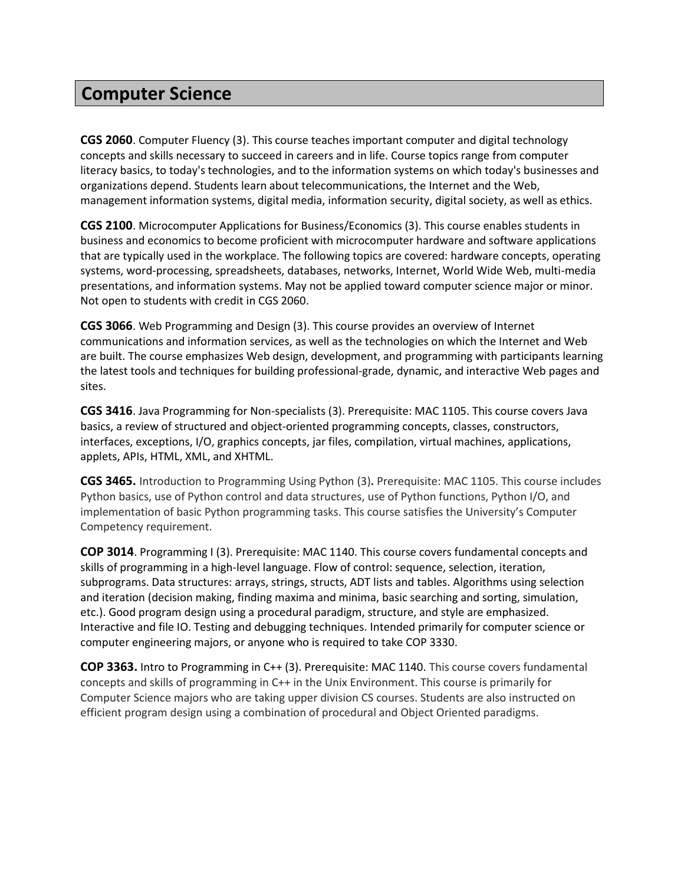# Computer Science

**CGS 2060**. Computer Fluency (3). This course teaches important computer and digital technology concepts and skills necessary to succeed in careers and in life. Course topics range from computer literacy basics, to today's technologies, and to the information systems on which today's businesses and organizations depend. Students learn about telecommunications, the Internet and the Web, management information systems, digital media, information security, digital society, as well as ethics.

**CGS 2100**. Microcomputer Applications for Business/Economics (3). This course enables students in business and economics to become proficient with microcomputer hardware and software applications that are typically used in the workplace. The following topics are covered: hardware concepts, operating systems, word-processing, spreadsheets, databases, networks, Internet, World Wide Web, multi-media presentations, and information systems. May not be applied toward computer science major or minor. Not open to students with credit in CGS 2060.

**CGS 3066**. Web Programming and Design (3). This course provides an overview of Internet communications and information services, as well as the technologies on which the Internet and Web are built. The course emphasizes Web design, development, and programming with participants learning the latest tools and techniques for building professional-grade, dynamic, and interactive Web pages and sites.

**CGS 3416**. Java Programming for Non-specialists (3). Prerequisite: MAC 1105. This course covers Java basics, a review of structured and object-oriented programming concepts, classes, constructors, interfaces, exceptions, I/O, graphics concepts, jar files, compilation, virtual machines, applications, applets, APIs, HTML, XML, and XHTML.

**CGS 3465.** Introduction to Programming Using Python (3)**.** Prerequisite: MAC 1105. This course includes Python basics, use of Python control and data structures, use of Python functions, Python I/O, and implementation of basic Python programming tasks. This course satisfies the University's Computer Competency requirement.

**COP 3014**. Programming I (3). Prerequisite: MAC 1140. This course covers fundamental concepts and skills of programming in a high-level language. Flow of control: sequence, selection, iteration, subprograms. Data structures: arrays, strings, structs, ADT lists and tables. Algorithms using selection and iteration (decision making, finding maxima and minima, basic searching and sorting, simulation, etc.). Good program design using a procedural paradigm, structure, and style are emphasized. Interactive and file IO. Testing and debugging techniques. Intended primarily for computer science or computer engineering majors, or anyone who is required to take COP 3330.

**COP 3363.** Intro to Programming in C++ (3). Prerequisite: MAC 1140. This course covers fundamental concepts and skills of programming in C++ in the Unix Environment. This course is primarily for Computer Science majors who are taking upper division CS courses. Students are also instructed on efficient program design using a combination of procedural and Object Oriented paradigms.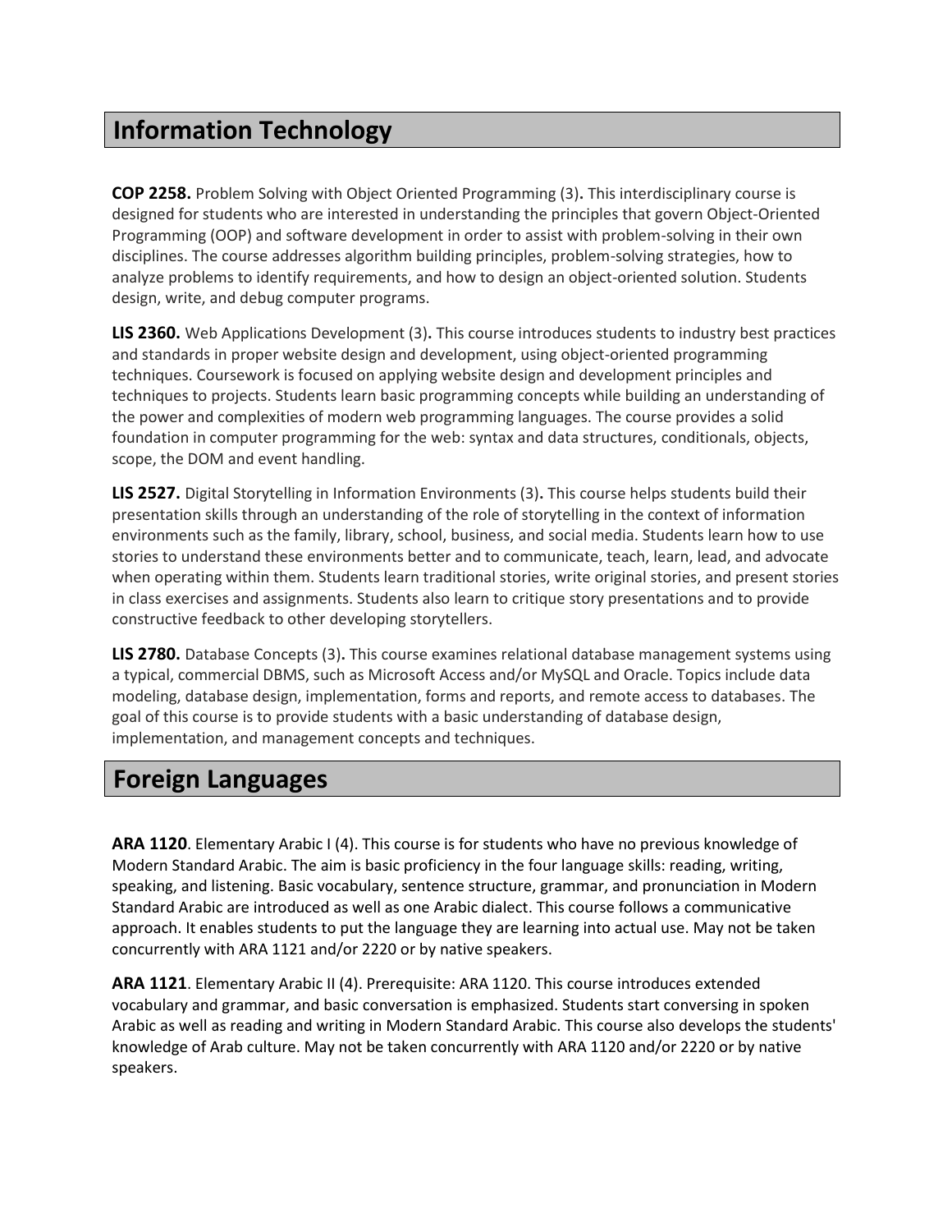## Information Technology

**COP 2258.** Problem Solving with Object Oriented Programming (3)**.** This interdisciplinary course is designed for students who are interested in understanding the principles that govern Object-Oriented Programming (OOP) and software development in order to assist with problem-solving in their own disciplines. The course addresses algorithm building principles, problem-solving strategies, how to analyze problems to identify requirements, and how to design an object-oriented solution. Students design, write, and debug computer programs.

**LIS 2360.** Web Applications Development (3)**.** This course introduces students to industry best practices and standards in proper website design and development, using object-oriented programming techniques. Coursework is focused on applying website design and development principles and techniques to projects. Students learn basic programming concepts while building an understanding of the power and complexities of modern web programming languages. The course provides a solid foundation in computer programming for the web: syntax and data structures, conditionals, objects, scope, the DOM and event handling.

**LIS 2527.** Digital Storytelling in Information Environments (3)**.** This course helps students build their presentation skills through an understanding of the role of storytelling in the context of information environments such as the family, library, school, business, and social media. Students learn how to use stories to understand these environments better and to communicate, teach, learn, lead, and advocate when operating within them. Students learn traditional stories, write original stories, and present stories in class exercises and assignments. Students also learn to critique story presentations and to provide constructive feedback to other developing storytellers.

**LIS 2780.** Database Concepts (3)**.** This course examines relational database management systems using a typical, commercial DBMS, such as Microsoft Access and/or MySQL and Oracle. Topics include data modeling, database design, implementation, forms and reports, and remote access to databases. The goal of this course is to provide students with a basic understanding of database design, implementation, and management concepts and techniques.

## Foreign Languages

**ARA 1120**. Elementary Arabic I (4). This course is for students who have no previous knowledge of Modern Standard Arabic. The aim is basic proficiency in the four language skills: reading, writing, speaking, and listening. Basic vocabulary, sentence structure, grammar, and pronunciation in Modern Standard Arabic are introduced as well as one Arabic dialect. This course follows a communicative approach. It enables students to put the language they are learning into actual use. May not be taken concurrently with ARA 1121 and/or 2220 or by native speakers.

**ARA 1121**. Elementary Arabic II (4). Prerequisite: ARA 1120. This course introduces extended vocabulary and grammar, and basic conversation is emphasized. Students start conversing in spoken Arabic as well as reading and writing in Modern Standard Arabic. This course also develops the students' knowledge of Arab culture. May not be taken concurrently with ARA 1120 and/or 2220 or by native speakers.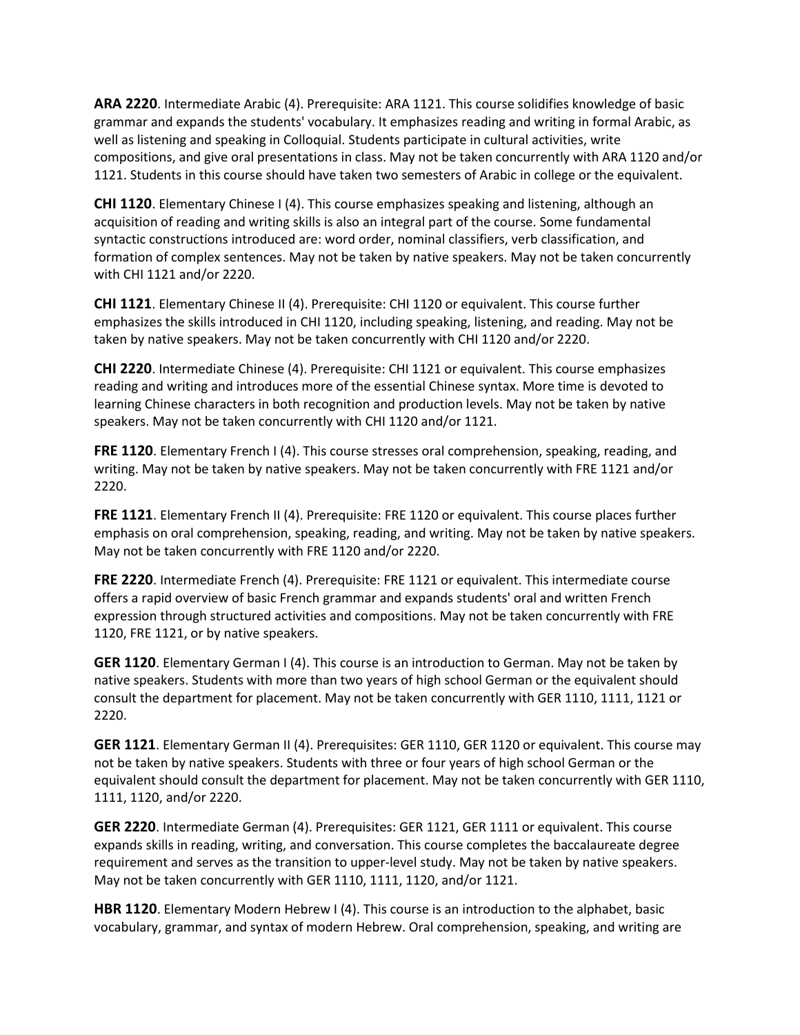**ARA 2220**. Intermediate Arabic (4). Prerequisite: ARA 1121. This course solidifies knowledge of basic grammar and expands the students' vocabulary. It emphasizes reading and writing in formal Arabic, as well as listening and speaking in Colloquial. Students participate in cultural activities, write compositions, and give oral presentations in class. May not be taken concurrently with ARA 1120 and/or 1121. Students in this course should have taken two semesters of Arabic in college or the equivalent.

**CHI 1120**. Elementary Chinese I (4). This course emphasizes speaking and listening, although an acquisition of reading and writing skills is also an integral part of the course. Some fundamental syntactic constructions introduced are: word order, nominal classifiers, verb classification, and formation of complex sentences. May not be taken by native speakers. May not be taken concurrently with CHI 1121 and/or 2220.

**CHI 1121**. Elementary Chinese II (4). Prerequisite: CHI 1120 or equivalent. This course further emphasizes the skills introduced in CHI 1120, including speaking, listening, and reading. May not be taken by native speakers. May not be taken concurrently with CHI 1120 and/or 2220.

**CHI 2220**. Intermediate Chinese (4). Prerequisite: CHI 1121 or equivalent. This course emphasizes reading and writing and introduces more of the essential Chinese syntax. More time is devoted to learning Chinese characters in both recognition and production levels. May not be taken by native speakers. May not be taken concurrently with CHI 1120 and/or 1121.

**FRE 1120**. Elementary French I (4). This course stresses oral comprehension, speaking, reading, and writing. May not be taken by native speakers. May not be taken concurrently with FRE 1121 and/or 2220.

**FRE 1121**. Elementary French II (4). Prerequisite: FRE 1120 or equivalent. This course places further emphasis on oral comprehension, speaking, reading, and writing. May not be taken by native speakers. May not be taken concurrently with FRE 1120 and/or 2220.

**FRE 2220**. Intermediate French (4). Prerequisite: FRE 1121 or equivalent. This intermediate course offers a rapid overview of basic French grammar and expands students' oral and written French expression through structured activities and compositions. May not be taken concurrently with FRE 1120, FRE 1121, or by native speakers.

**GER 1120**. Elementary German I (4). This course is an introduction to German. May not be taken by native speakers. Students with more than two years of high school German or the equivalent should consult the department for placement. May not be taken concurrently with GER 1110, 1111, 1121 or 2220.

**GER 1121**. Elementary German II (4). Prerequisites: GER 1110, GER 1120 or equivalent. This course may not be taken by native speakers. Students with three or four years of high school German or the equivalent should consult the department for placement. May not be taken concurrently with GER 1110, 1111, 1120, and/or 2220.

**GER 2220**. Intermediate German (4). Prerequisites: GER 1121, GER 1111 or equivalent. This course expands skills in reading, writing, and conversation. This course completes the baccalaureate degree requirement and serves as the transition to upper-level study. May not be taken by native speakers. May not be taken concurrently with GER 1110, 1111, 1120, and/or 1121.

**HBR 1120**. Elementary Modern Hebrew I (4). This course is an introduction to the alphabet, basic vocabulary, grammar, and syntax of modern Hebrew. Oral comprehension, speaking, and writing are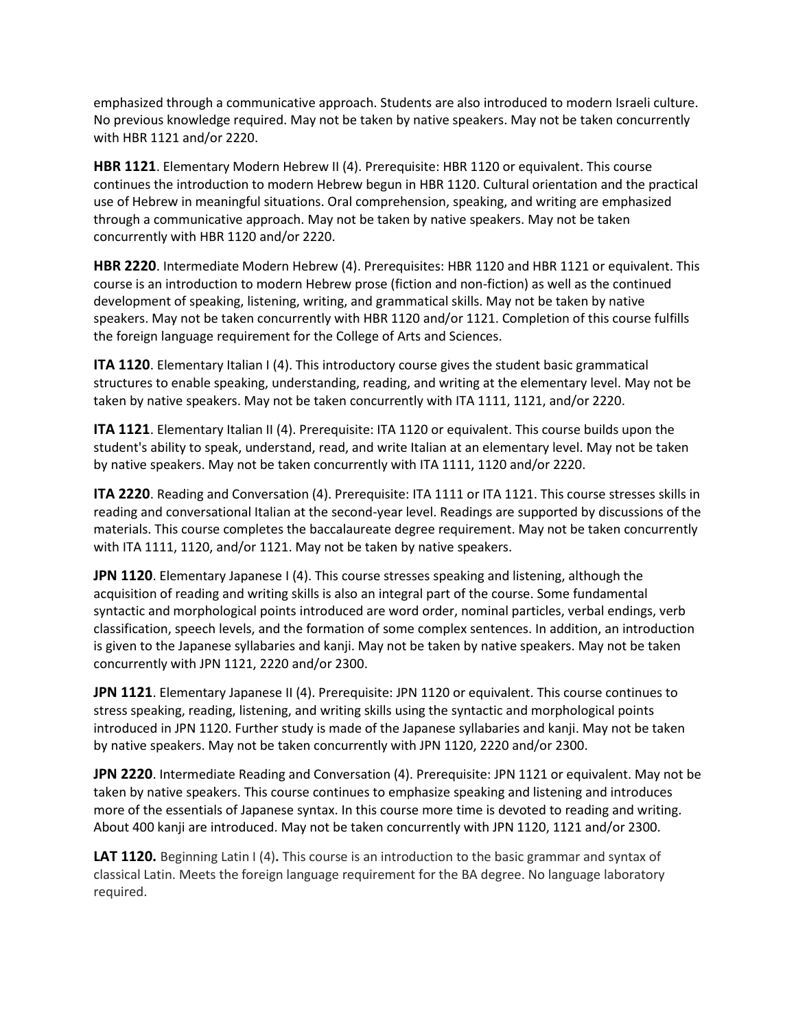emphasized through a communicative approach. Students are also introduced to modern Israeli culture. No previous knowledge required. May not be taken by native speakers. May not be taken concurrently with HBR 1121 and/or 2220.

**HBR 1121**. Elementary Modern Hebrew II (4). Prerequisite: HBR 1120 or equivalent. This course continues the introduction to modern Hebrew begun in HBR 1120. Cultural orientation and the practical use of Hebrew in meaningful situations. Oral comprehension, speaking, and writing are emphasized through a communicative approach. May not be taken by native speakers. May not be taken concurrently with HBR 1120 and/or 2220.

**HBR 2220**. Intermediate Modern Hebrew (4). Prerequisites: HBR 1120 and HBR 1121 or equivalent. This course is an introduction to modern Hebrew prose (fiction and non-fiction) as well as the continued development of speaking, listening, writing, and grammatical skills. May not be taken by native speakers. May not be taken concurrently with HBR 1120 and/or 1121. Completion of this course fulfills the foreign language requirement for the College of Arts and Sciences.

**ITA 1120**. Elementary Italian I (4). This introductory course gives the student basic grammatical structures to enable speaking, understanding, reading, and writing at the elementary level. May not be taken by native speakers. May not be taken concurrently with ITA 1111, 1121, and/or 2220.

**ITA 1121**. Elementary Italian II (4). Prerequisite: ITA 1120 or equivalent. This course builds upon the student's ability to speak, understand, read, and write Italian at an elementary level. May not be taken by native speakers. May not be taken concurrently with ITA 1111, 1120 and/or 2220.

**ITA 2220**. Reading and Conversation (4). Prerequisite: ITA 1111 or ITA 1121. This course stresses skills in reading and conversational Italian at the second-year level. Readings are supported by discussions of the materials. This course completes the baccalaureate degree requirement. May not be taken concurrently with ITA 1111, 1120, and/or 1121. May not be taken by native speakers.

**JPN 1120**. Elementary Japanese I (4). This course stresses speaking and listening, although the acquisition of reading and writing skills is also an integral part of the course. Some fundamental syntactic and morphological points introduced are word order, nominal particles, verbal endings, verb classification, speech levels, and the formation of some complex sentences. In addition, an introduction is given to the Japanese syllabaries and kanji. May not be taken by native speakers. May not be taken concurrently with JPN 1121, 2220 and/or 2300.

**JPN 1121**. Elementary Japanese II (4). Prerequisite: JPN 1120 or equivalent. This course continues to stress speaking, reading, listening, and writing skills using the syntactic and morphological points introduced in JPN 1120. Further study is made of the Japanese syllabaries and kanji. May not be taken by native speakers. May not be taken concurrently with JPN 1120, 2220 and/or 2300.

**JPN 2220**. Intermediate Reading and Conversation (4). Prerequisite: JPN 1121 or equivalent. May not be taken by native speakers. This course continues to emphasize speaking and listening and introduces more of the essentials of Japanese syntax. In this course more time is devoted to reading and writing. About 400 kanji are introduced. May not be taken concurrently with JPN 1120, 1121 and/or 2300.

**LAT 1120.** Beginning Latin I (4)**.** This course is an introduction to the basic grammar and syntax of classical Latin. Meets the foreign language requirement for the BA degree. No language laboratory required.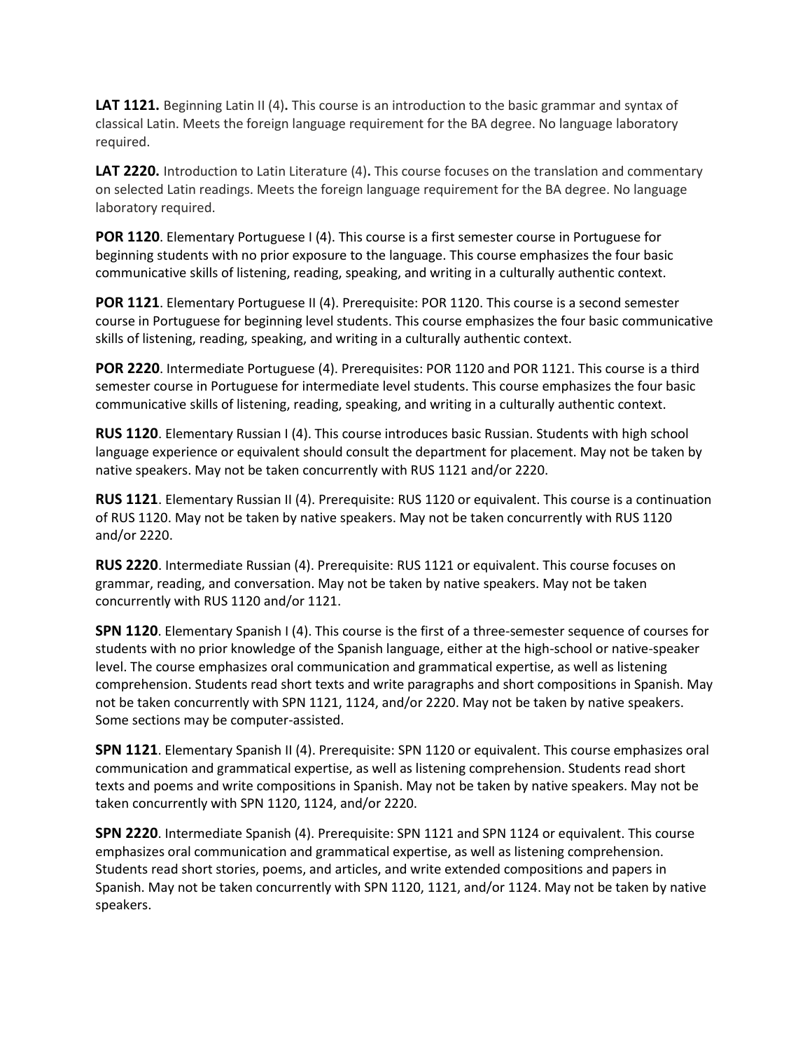**LAT 1121.** Beginning Latin II (4)**.** This course is an introduction to the basic grammar and syntax of classical Latin. Meets the foreign language requirement for the BA degree. No language laboratory required.

**LAT 2220.** Introduction to Latin Literature (4)**.** This course focuses on the translation and commentary on selected Latin readings. Meets the foreign language requirement for the BA degree. No language laboratory required.

**POR 1120**. Elementary Portuguese I (4). This course is a first semester course in Portuguese for beginning students with no prior exposure to the language. This course emphasizes the four basic communicative skills of listening, reading, speaking, and writing in a culturally authentic context.

**POR 1121**. Elementary Portuguese II (4). Prerequisite: POR 1120. This course is a second semester course in Portuguese for beginning level students. This course emphasizes the four basic communicative skills of listening, reading, speaking, and writing in a culturally authentic context.

**POR 2220**. Intermediate Portuguese (4). Prerequisites: POR 1120 and POR 1121. This course is a third semester course in Portuguese for intermediate level students. This course emphasizes the four basic communicative skills of listening, reading, speaking, and writing in a culturally authentic context.

**RUS 1120**. Elementary Russian I (4). This course introduces basic Russian. Students with high school language experience or equivalent should consult the department for placement. May not be taken by native speakers. May not be taken concurrently with RUS 1121 and/or 2220.

**RUS 1121**. Elementary Russian II (4). Prerequisite: RUS 1120 or equivalent. This course is a continuation of RUS 1120. May not be taken by native speakers. May not be taken concurrently with RUS 1120 and/or 2220.

**RUS 2220**. Intermediate Russian (4). Prerequisite: RUS 1121 or equivalent. This course focuses on grammar, reading, and conversation. May not be taken by native speakers. May not be taken concurrently with RUS 1120 and/or 1121.

**SPN 1120**. Elementary Spanish I (4). This course is the first of a three-semester sequence of courses for students with no prior knowledge of the Spanish language, either at the high-school or native-speaker level. The course emphasizes oral communication and grammatical expertise, as well as listening comprehension. Students read short texts and write paragraphs and short compositions in Spanish. May not be taken concurrently with SPN 1121, 1124, and/or 2220. May not be taken by native speakers. Some sections may be computer-assisted.

**SPN 1121**. Elementary Spanish II (4). Prerequisite: SPN 1120 or equivalent. This course emphasizes oral communication and grammatical expertise, as well as listening comprehension. Students read short texts and poems and write compositions in Spanish. May not be taken by native speakers. May not be taken concurrently with SPN 1120, 1124, and/or 2220.

**SPN 2220**. Intermediate Spanish (4). Prerequisite: SPN 1121 and SPN 1124 or equivalent. This course emphasizes oral communication and grammatical expertise, as well as listening comprehension. Students read short stories, poems, and articles, and write extended compositions and papers in Spanish. May not be taken concurrently with SPN 1120, 1121, and/or 1124. May not be taken by native speakers.